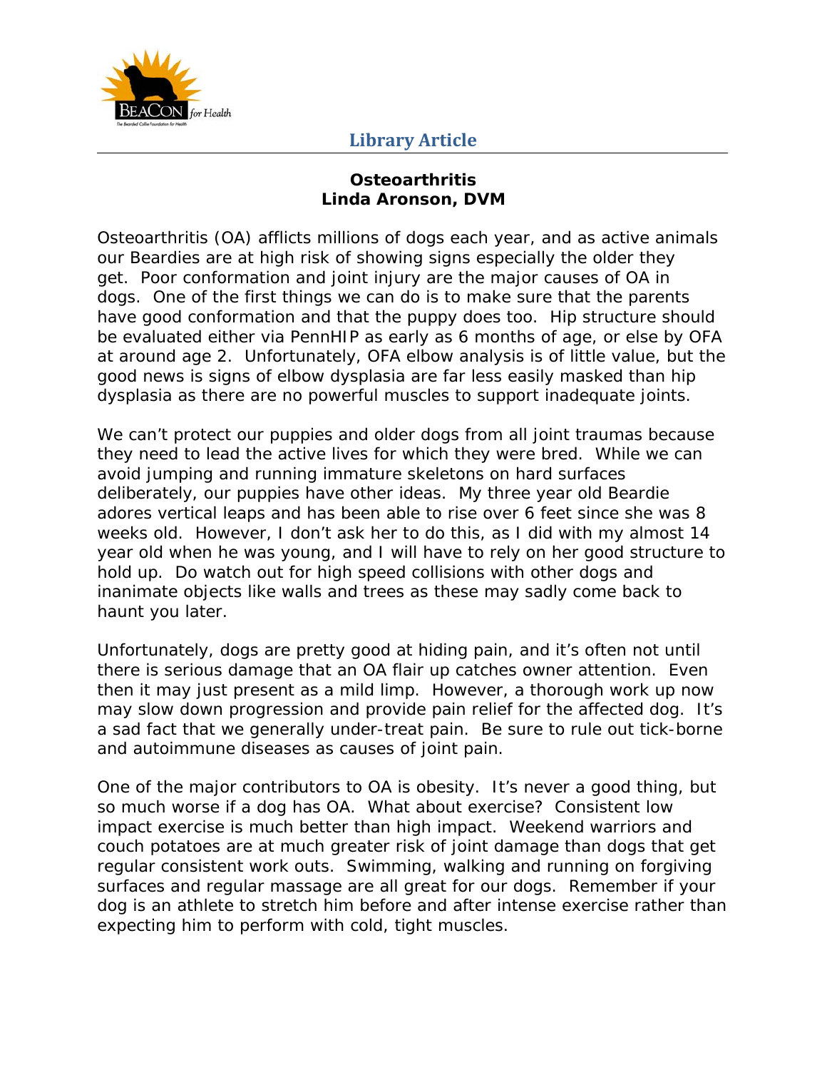Library Article

# Osteoarthritis
## Linda Aronson, DVM

Osteoarthritis (OA) afflicts millions of dogs each year, and as active animals our Beardies are at high risk of showing signs especially the older they get. Poor conformation and joint injury are the major causes of OA in dogs. One of the first things we can do is to make sure that the parents have good conformation and that the puppy does too. Hip structure should be evaluated either via PennHIP as early as 6 months of age, or else by OFA at around age 2. Unfortunately, OFA elbow analysis is of little value, but the good news is signs of elbow dysplasia are far less easily masked than hip dysplasia as there are no powerful muscles to support inadequate joints.

We can't protect our puppies and older dogs from all joint traumas because they need to lead the active lives for which they were bred. While we can avoid jumping and running immature skeletons on hard surfaces deliberately, our puppies have other ideas. My three year old Beardie adores vertical leaps and has been able to rise over 6 feet since she was 8 weeks old. However, I don't ask her to do this, as I did with my almost 14 year old when he was young, and I will have to rely on her good structure to hold up. Do watch out for high speed collisions with other dogs and inanimate objects like walls and trees as these may sadly come back to haunt you later.

Unfortunately, dogs are pretty good at hiding pain, and it's often not until there is serious damage that an OA flair up catches owner attention. Even then it may just present as a mild limp. However, a thorough work up now may slow down progression and provide pain relief for the affected dog. It's a sad fact that we generally under-treat pain. Be sure to rule out tick-borne and autoimmune diseases as causes of joint pain.

One of the major contributors to OA is obesity. It's never a good thing, but so much worse if a dog has OA. What about exercise? Consistent low impact exercise is much better than high impact. Weekend warriors and couch potatoes are at much greater risk of joint damage than dogs that get regular consistent work outs. Swimming, walking and running on forgiving surfaces and regular massage are all great for our dogs. Remember if your dog is an athlete to stretch him before and after intense exercise rather than expecting him to perform with cold, tight muscles.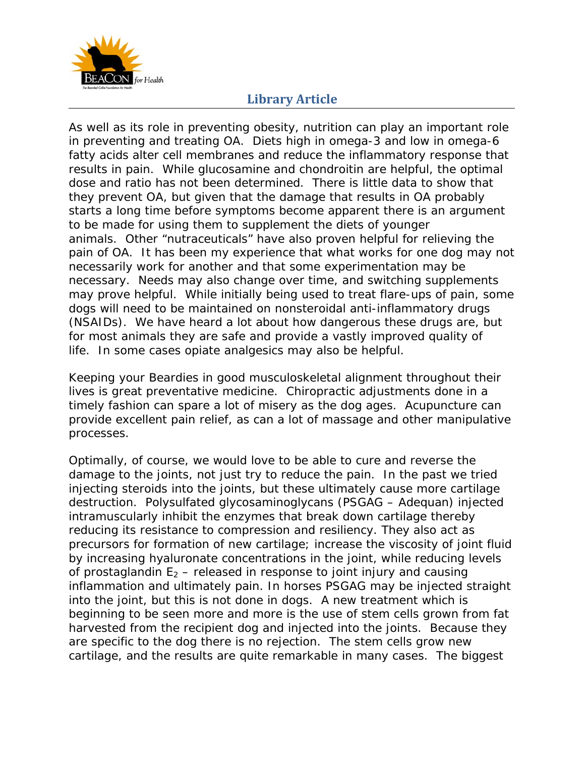As well as its role in preventing obesity, nutrition can play an important role in preventing and treating OA. Diets high in omega-3 and low in omega-6 fatty acids alter cell membranes and reduce the inflammatory response that results in pain. While glucosamine and chondroitin are helpful, the optimal dose and ratio has not been determined. There is little data to show that they prevent OA, but given that the damage that results in OA probably starts a long time before symptoms become apparent there is an argument to be made for using them to supplement the diets of younger animals. Other "nutraceuticals" have also proven helpful for relieving the pain of OA. It has been my experience that what works for one dog may not necessarily work for another and that some experimentation may be necessary. Needs may also change over time, and switching supplements may prove helpful. While initially being used to treat flare-ups of pain, some dogs will need to be maintained on nonsteroidal anti-inflammatory drugs (NSAIDs). We have heard a lot about how dangerous these drugs are, but for most animals they are safe and provide a vastly improved quality of life. In some cases opiate analgesics may also be helpful.

Keeping your Beardies in good musculoskeletal alignment throughout their lives is great preventative medicine. Chiropractic adjustments done in a timely fashion can spare a lot of misery as the dog ages. Acupuncture can provide excellent pain relief, as can a lot of massage and other manipulative processes.

Optimally, of course, we would love to be able to cure and reverse the damage to the joints, not just try to reduce the pain. In the past we tried injecting steroids into the joints, but these ultimately cause more cartilage destruction. Polysulfated glycosaminoglycans (PSGAG – Adequan) injected intramuscularly inhibit the enzymes that break down cartilage thereby reducing its resistance to compression and resiliency. They also act as precursors for formation of new cartilage; increase the viscosity of joint fluid by increasing hyaluronate concentrations in the joint, while reducing levels of prostaglandin $E_2$ – released in response to joint injury and causing inflammation and ultimately pain. In horses PSGAG may be injected straight into the joint, but this is not done in dogs. A new treatment which is beginning to be seen more and more is the use of stem cells grown from fat harvested from the recipient dog and injected into the joints. Because they are specific to the dog there is no rejection. The stem cells grow new cartilage, and the results are quite remarkable in many cases. The biggest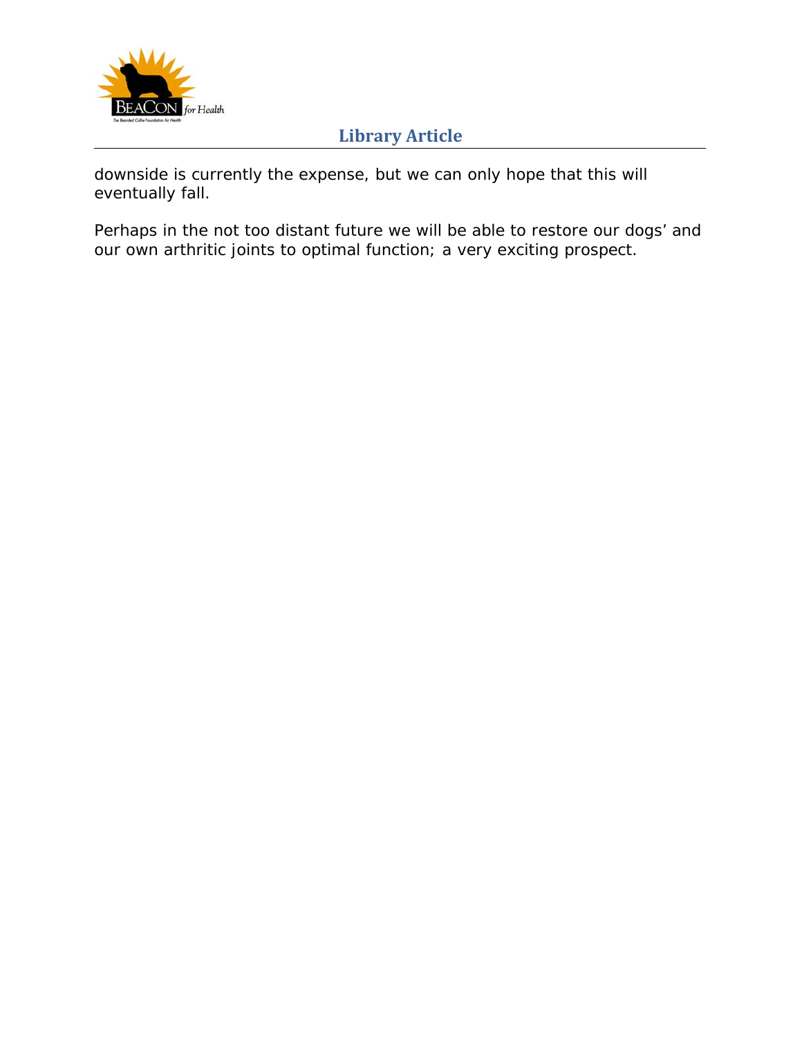downside is currently the expense, but we can only hope that this will eventually fall.

Perhaps in the not too distant future we will be able to restore our dogs' and our own arthritic joints to optimal function; a very exciting prospect.